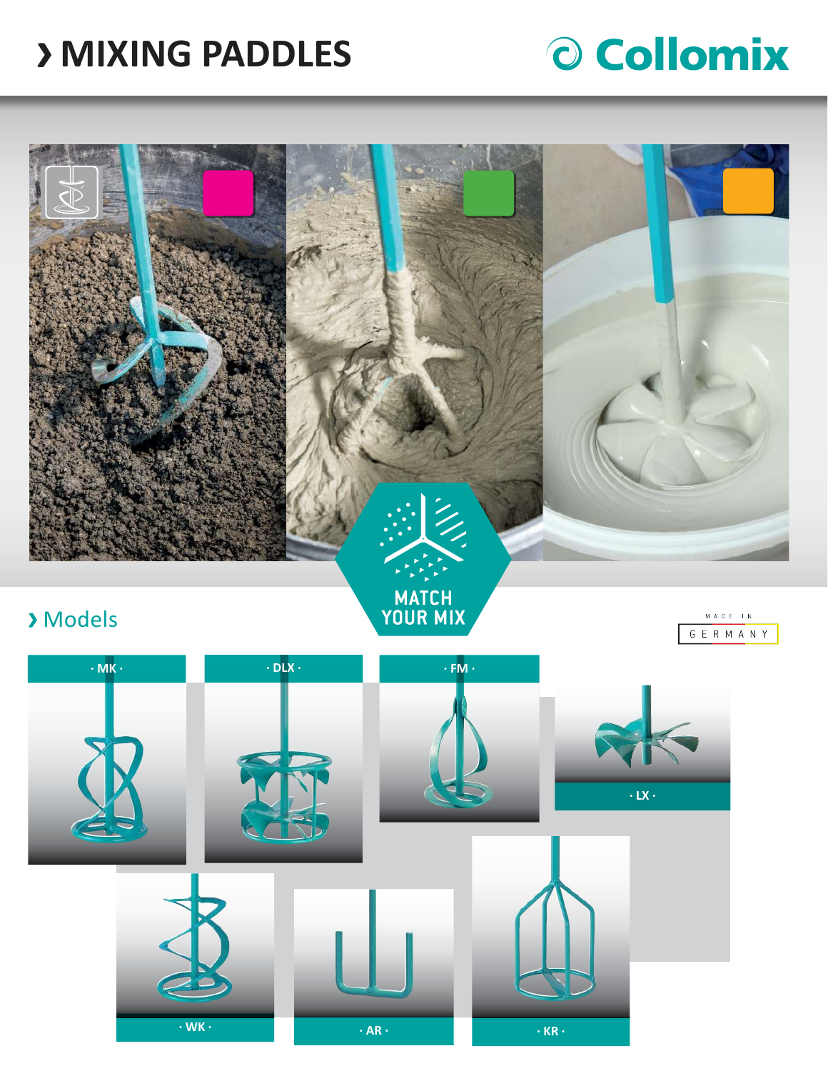# › MIXING PADDLES

Collomix

MATCH YOUR MIX

## › Models

MADE IN GERMANY

· MK ·

· DLX ·

· FM ·

· LX ·

· WK ·

· AR ·

· KR ·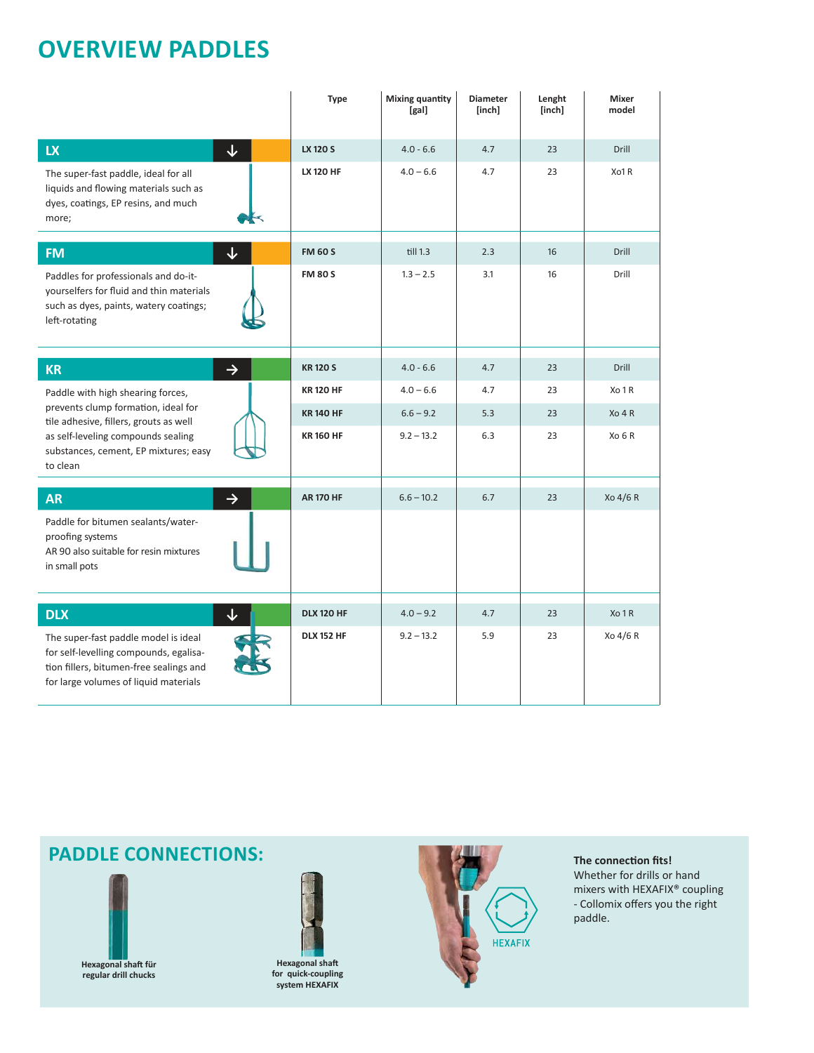# OVERVIEW PADDLES

| | Type | Mixing quantity [gal] | Diameter [inch] | Lenght [inch] | Mixer model |
|---|---|---|---|---|---|
| **LX** ↓ The super-fast paddle, ideal for all liquids and flowing materials such as dyes, coatings, EP resins, and much more; | **LX 120 S** | 4.0 - 6.6 | 4.7 | 23 | Drill |
| | **LX 120 HF** | 4.0 – 6.6 | 4.7 | 23 | Xo1 R |
| **FM** ↓ Paddles for professionals and do-it-yourselfers for fluid and thin materials such as dyes, paints, watery coatings; left-rotating | **FM 60 S** | till 1.3 | 2.3 | 16 | Drill |
| | **FM 80 S** | 1.3 – 2.5 | 3.1 | 16 | Drill |
| **KR** → Paddle with high shearing forces, prevents clump formation, ideal for tile adhesive, fillers, grouts as well as self-leveling compounds sealing substances, cement, EP mixtures; easy to clean | **KR 120 S** | 4.0 - 6.6 | 4.7 | 23 | Drill |
| | **KR 120 HF** | 4.0 – 6.6 | 4.7 | 23 | Xo 1 R |
| | **KR 140 HF** | 6.6 – 9.2 | 5.3 | 23 | Xo 4 R |
| | **KR 160 HF** | 9.2 – 13.2 | 6.3 | 23 | Xo 6 R |
| **AR** → Paddle for bitumen sealants/water-proofing systems AR 90 also suitable for resin mixtures in small pots | **AR 170 HF** | 6.6 – 10.2 | 6.7 | 23 | Xo 4/6 R |
| **DLX** ↓ The super-fast paddle model is ideal for self-levelling compounds, egalisation fillers, bitumen-free sealings and for large volumes of liquid materials | **DLX 120 HF** | 4.0 – 9.2 | 4.7 | 23 | Xo 1 R |
| | **DLX 152 HF** | 9.2 – 13.2 | 5.9 | 23 | Xo 4/6 R |

## PADDLE CONNECTIONS:

**Hexagonal shaft für regular drill chucks**

**Hexagonal shaft for quick-coupling system HEXAFIX**

HEXAFIX

**The connection fits!**
Whether for drills or hand mixers with HEXAFIX® coupling - Collomix offers you the right paddle.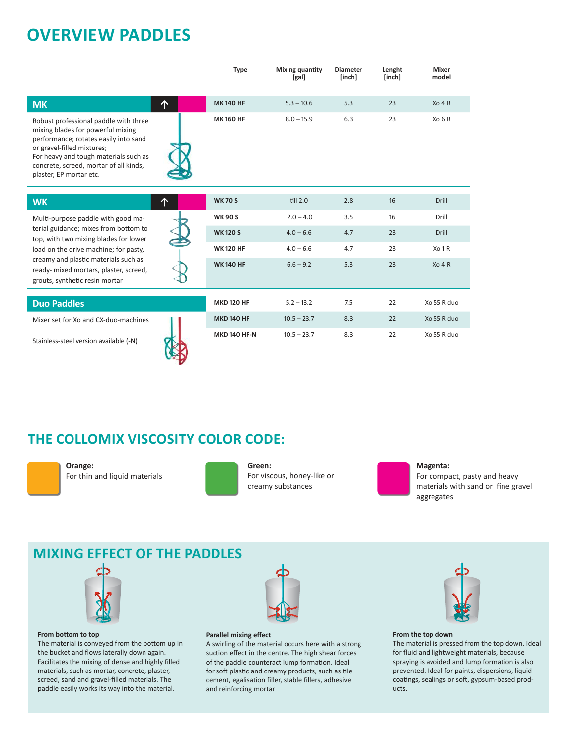# OVERVIEW PADDLES

| | Type | Mixing quantity [gal] | Diameter [inch] | Lenght [inch] | Mixer model |
|---|---|---|---|---|---|
| **MK** ↑ | **MK 140 HF** | 5.3 – 10.6 | 5.3 | 23 | Xo 4 R |
| Robust professional paddle with three mixing blades for powerful mixing performance; rotates easily into sand or gravel-filled mixtures; For heavy and tough materials such as concrete, screed, mortar of all kinds, plaster, EP mortar etc. | **MK 160 HF** | 8.0 – 15.9 | 6.3 | 23 | Xo 6 R |
| **WK** ↑ | **WK 70 S** | till 2.0 | 2.8 | 16 | Drill |
| Multi-purpose paddle with good material guidance; mixes from bottom to top, with two mixing blades for lower load on the drive machine; for pasty, creamy and plastic materials such as ready- mixed mortars, plaster, screed, grouts, synthetic resin mortar | **WK 90 S** | 2.0 – 4.0 | 3.5 | 16 | Drill |
| | **WK 120 S** | 4.0 – 6.6 | 4.7 | 23 | Drill |
| | **WK 120 HF** | 4.0 – 6.6 | 4.7 | 23 | Xo 1 R |
| | **WK 140 HF** | 6.6 – 9.2 | 5.3 | 23 | Xo 4 R |
| **Duo Paddles** | **MKD 120 HF** | 5.2 – 13.2 | 7.5 | 22 | Xo 55 R duo |
| Mixer set for Xo and CX-duo-machines | **MKD 140 HF** | 10.5 – 23.7 | 8.3 | 22 | Xo 55 R duo |
| Stainless-steel version available (-N) | **MKD 140 HF-N** | 10.5 – 23.7 | 8.3 | 22 | Xo 55 R duo |

## THE COLLOMIX VISCOSITY COLOR CODE:

**Orange:**
For thin and liquid materials

**Green:**
For viscous, honey-like or creamy substances

**Magenta:**
For compact, pasty and heavy materials with sand or fine gravel aggregates

## MIXING EFFECT OF THE PADDLES

**From bottom to top**
The material is conveyed from the bottom up in the bucket and flows laterally down again. Facilitates the mixing of dense and highly filled materials, such as mortar, concrete, plaster, screed, sand and gravel-filled materials. The paddle easily works its way into the material.

**Parallel mixing effect**
A swirling of the material occurs here with a strong suction effect in the centre. The high shear forces of the paddle counteract lump formation. Ideal for soft plastic and creamy products, such as tile cement, egalisation filler, stable fillers, adhesive and reinforcing mortar

**From the top down**
The material is pressed from the top down. Ideal for fluid and lightweight materials, because spraying is avoided and lump formation is also prevented. Ideal for paints, dispersions, liquid coatings, sealings or soft, gypsum-based products.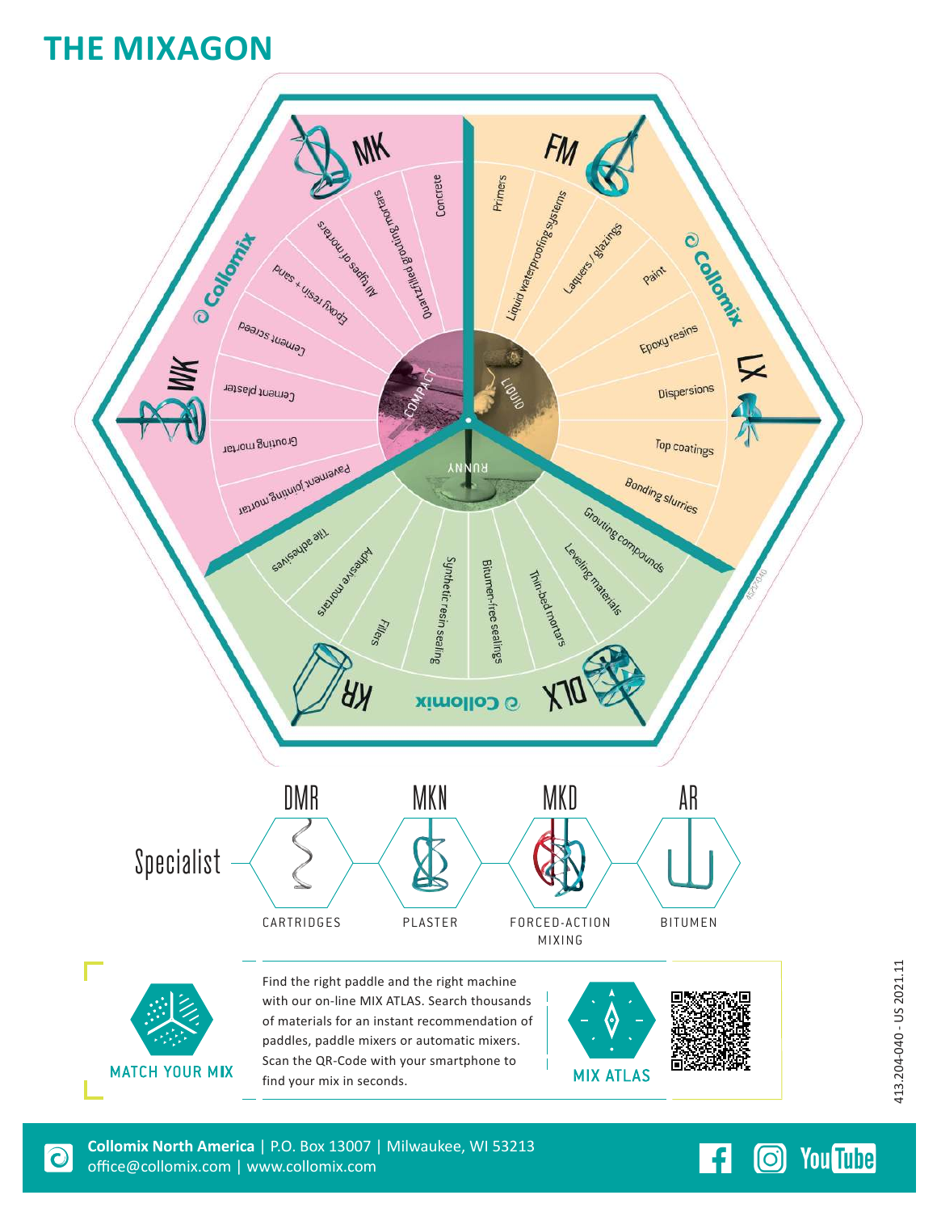# THE MIXAGON

MK

Concrete

Quartz-filled grouting mortars

All types of mortars

Epoxy resin + sand

Cement screed

Cement plaster

Grouting mortar

Pavement jointing mortar

WK

Collomix

COMPACT

FM

Primers

Liquid waterproofing systems

Laquers / glazings

Paint

Epoxy resins

Dispersions

Top coatings

Bonding slurries

LX

Collomix

LIQUID

RUNNY

Tile adhesives

Adhesive mortars

Fillers

Synthetic resin sealing

Bitumen-free sealings

Thin-bed mortars

Leveling materials

Grouting compounds

KR

Collomix

DLX

Specialist

DMR
CARTRIDGES

MKN
PLASTER

MKD
FORCED-ACTION MIXING

AR
BITUMEN

MATCH YOUR MIX

Find the right paddle and the right machine with our on-line MIX ATLAS. Search thousands of materials for an instant recommendation of paddles, paddle mixers or automatic mixers. Scan the QR-Code with your smartphone to find your mix in seconds.

MIX ATLAS

413.204-040 - US 2021.11

**Collomix North America** | P.O. Box 13007 | Milwaukee, WI 53213
office@collomix.com | www.collomix.com